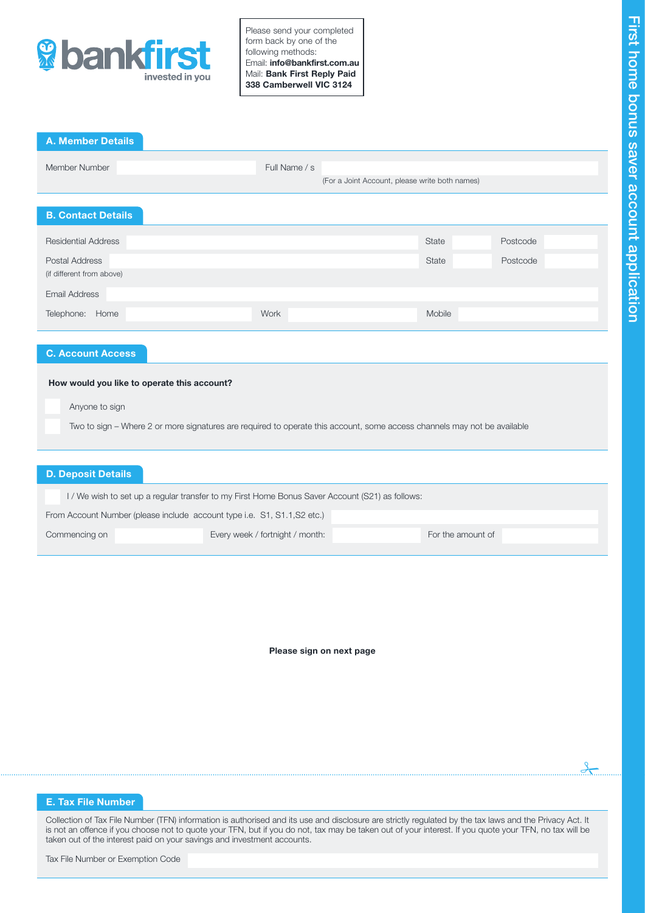# First home bonus saver account application

bankfirst
invested in you

Please send your completed form back by one of the following methods:
Email: **info@bankfirst.com.au**
Mail: **Bank First Reply Paid 338 Camberwell VIC 3124**

## A. Member Details

Member Number ____________ Full Name / s ____________
(For a Joint Account, please write both names)

## B. Contact Details

Residential Address ____________ State ______ Postcode ______

Postal Address ____________ State ______ Postcode ______
(if different from above)

Email Address ____________

Telephone: Home ____________ Work ____________ Mobile ____________

## C. Account Access

**How would you like to operate this account?**

☐ Anyone to sign

☐ Two to sign – Where 2 or more signatures are required to operate this account, some access channels may not be available

## D. Deposit Details

☐ I / We wish to set up a regular transfer to my First Home Bonus Saver Account (S21) as follows:

From Account Number (please include account type i.e. S1, S1.1,S2 etc.) ____________

Commencing on ____________ Every week / fortnight / month: ____________ For the amount of ____________

**Please sign on next page**

## E. Tax File Number

Collection of Tax File Number (TFN) information is authorised and its use and disclosure are strictly regulated by the tax laws and the Privacy Act. It is not an offence if you choose not to quote your TFN, but if you do not, tax may be taken out of your interest. If you quote your TFN, no tax will be taken out of the interest paid on your savings and investment accounts.

Tax File Number or Exemption Code ____________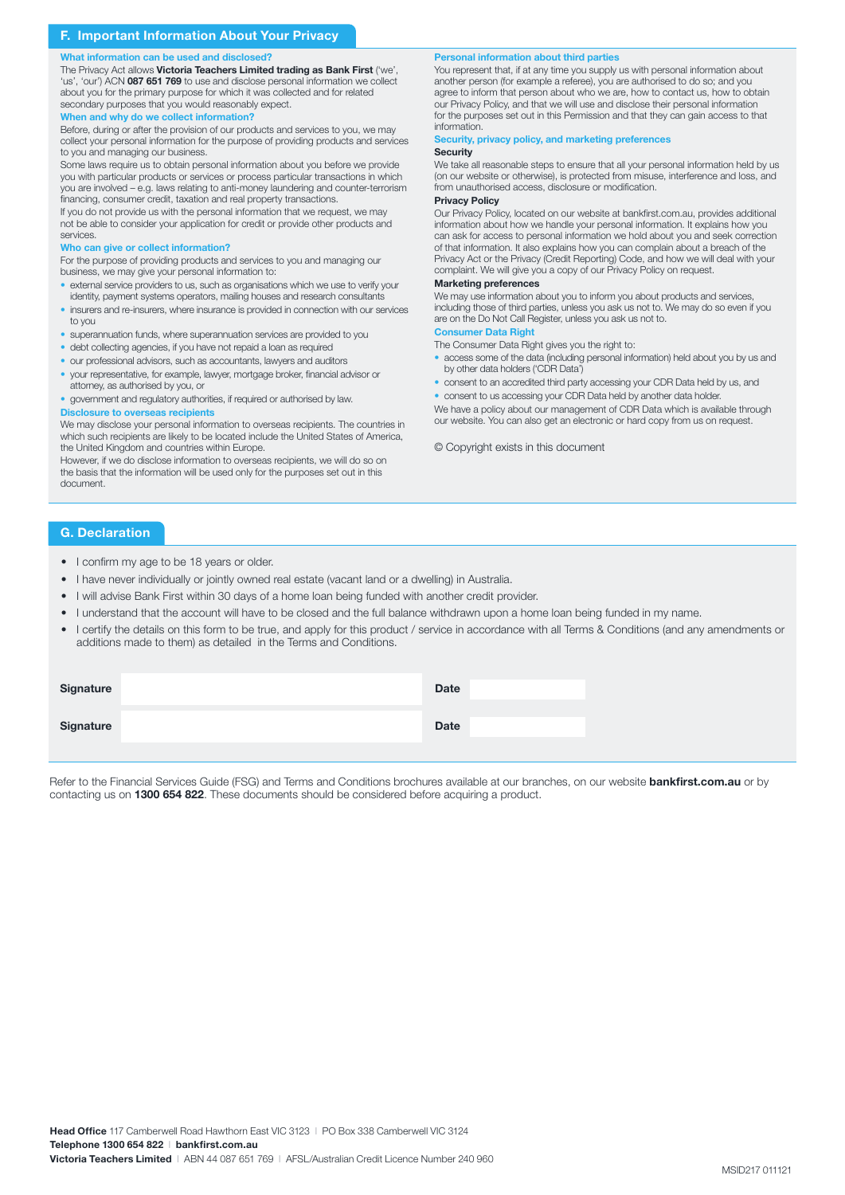## F. Important Information About Your Privacy

### What information can be used and disclosed?

The Privacy Act allows **Victoria Teachers Limited trading as Bank First** ('we', 'us', 'our') ACN **087 651 769** to use and disclose personal information we collect about you for the primary purpose for which it was collected and for related secondary purposes that you would reasonably expect.

### When and why do we collect information?

Before, during or after the provision of our products and services to you, we may collect your personal information for the purpose of providing products and services to you and managing our business.

Some laws require us to obtain personal information about you before we provide you with particular products or services or process particular transactions in which you are involved – e.g. laws relating to anti-money laundering and counter-terrorism financing, consumer credit, taxation and real property transactions.

If you do not provide us with the personal information that we request, we may not be able to consider your application for credit or provide other products and services.

### Who can give or collect information?

For the purpose of providing products and services to you and managing our business, we may give your personal information to:

- external service providers to us, such as organisations which we use to verify your identity, payment systems operators, mailing houses and research consultants
- insurers and re-insurers, where insurance is provided in connection with our services to you
- superannuation funds, where superannuation services are provided to you
- debt collecting agencies, if you have not repaid a loan as required
- our professional advisors, such as accountants, lawyers and auditors
- your representative, for example, lawyer, mortgage broker, financial advisor or attorney, as authorised by you, or
- government and regulatory authorities, if required or authorised by law.

### Disclosure to overseas recipients

We may disclose your personal information to overseas recipients. The countries in which such recipients are likely to be located include the United States of America, the United Kingdom and countries within Europe.

However, if we do disclose information to overseas recipients, we will do so on the basis that the information will be used only for the purposes set out in this document.

### Personal information about third parties

You represent that, if at any time you supply us with personal information about another person (for example a referee), you are authorised to do so; and you agree to inform that person about who we are, how to contact us, how to obtain our Privacy Policy, and that we will use and disclose their personal information for the purposes set out in this Permission and that they can gain access to that information.

### Security, privacy policy, and marketing preferences

**Security**

We take all reasonable steps to ensure that all your personal information held by us (on our website or otherwise), is protected from misuse, interference and loss, and from unauthorised access, disclosure or modification.

**Privacy Policy**

Our Privacy Policy, located on our website at bankfirst.com.au, provides additional information about how we handle your personal information. It explains how you can ask for access to personal information we hold about you and seek correction of that information. It also explains how you can complain about a breach of the Privacy Act or the Privacy (Credit Reporting) Code, and how we will deal with your complaint. We will give you a copy of our Privacy Policy on request.

**Marketing preferences**

We may use information about you to inform you about products and services, including those of third parties, unless you ask us not to. We may do so even if you are on the Do Not Call Register, unless you ask us not to.

### Consumer Data Right

The Consumer Data Right gives you the right to:

- access some of the data (including personal information) held about you by us and by other data holders ('CDR Data')
- consent to an accredited third party accessing your CDR Data held by us, and
- consent to us accessing your CDR Data held by another data holder.

We have a policy about our management of CDR Data which is available through our website. You can also get an electronic or hard copy from us on request.

© Copyright exists in this document

## G. Declaration

- I confirm my age to be 18 years or older.
- I have never individually or jointly owned real estate (vacant land or a dwelling) in Australia.
- I will advise Bank First within 30 days of a home loan being funded with another credit provider.
- I understand that the account will have to be closed and the full balance withdrawn upon a home loan being funded in my name.
- I certify the details on this form to be true, and apply for this product / service in accordance with all Terms & Conditions (and any amendments or additions made to them) as detailed in the Terms and Conditions.

| | | | |
|---|---|---|---|
| **Signature** | | **Date** | |
| **Signature** | | **Date** | |

Refer to the Financial Services Guide (FSG) and Terms and Conditions brochures available at our branches, on our website **bankfirst.com.au** or by contacting us on **1300 654 822**. These documents should be considered before acquiring a product.

**Head Office** 117 Camberwell Road Hawthorn East VIC 3123 | PO Box 338 Camberwell VIC 3124
**Telephone 1300 654 822** | **bankfirst.com.au**
**Victoria Teachers Limited** | ABN 44 087 651 769 | AFSL/Australian Credit Licence Number 240 960

MSID217 011121